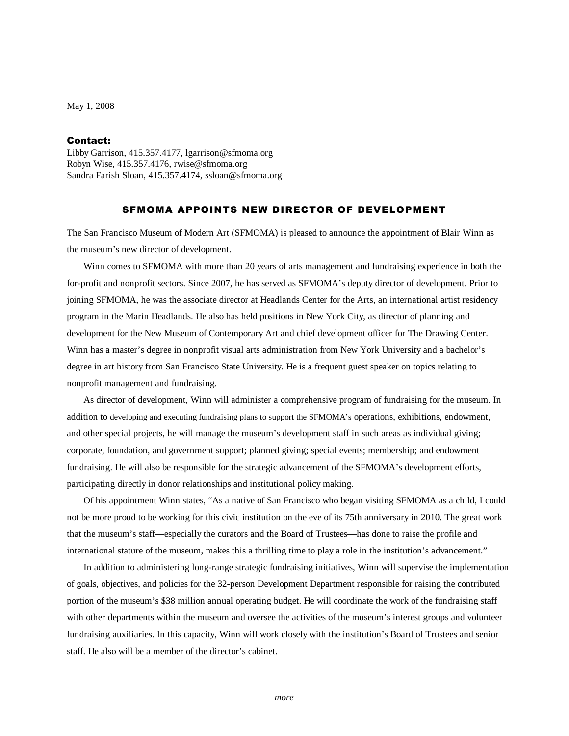May 1, 2008

**Contact:**
Libby Garrison, 415.357.4177, lgarrison@sfmoma.org
Robyn Wise, 415.357.4176, rwise@sfmoma.org
Sandra Farish Sloan, 415.357.4174, ssloan@sfmoma.org

## SFMOMA APPOINTS NEW DIRECTOR OF DEVELOPMENT

The San Francisco Museum of Modern Art (SFMOMA) is pleased to announce the appointment of Blair Winn as the museum's new director of development.

Winn comes to SFMOMA with more than 20 years of arts management and fundraising experience in both the for-profit and nonprofit sectors. Since 2007, he has served as SFMOMA's deputy director of development. Prior to joining SFMOMA, he was the associate director at Headlands Center for the Arts, an international artist residency program in the Marin Headlands. He also has held positions in New York City, as director of planning and development for the New Museum of Contemporary Art and chief development officer for The Drawing Center. Winn has a master's degree in nonprofit visual arts administration from New York University and a bachelor's degree in art history from San Francisco State University. He is a frequent guest speaker on topics relating to nonprofit management and fundraising.

As director of development, Winn will administer a comprehensive program of fundraising for the museum. In addition to developing and executing fundraising plans to support the SFMOMA's operations, exhibitions, endowment, and other special projects, he will manage the museum's development staff in such areas as individual giving; corporate, foundation, and government support; planned giving; special events; membership; and endowment fundraising. He will also be responsible for the strategic advancement of the SFMOMA's development efforts, participating directly in donor relationships and institutional policy making.

Of his appointment Winn states, "As a native of San Francisco who began visiting SFMOMA as a child, I could not be more proud to be working for this civic institution on the eve of its 75th anniversary in 2010. The great work that the museum's staff—especially the curators and the Board of Trustees—has done to raise the profile and international stature of the museum, makes this a thrilling time to play a role in the institution's advancement."

In addition to administering long-range strategic fundraising initiatives, Winn will supervise the implementation of goals, objectives, and policies for the 32-person Development Department responsible for raising the contributed portion of the museum's $38 million annual operating budget. He will coordinate the work of the fundraising staff with other departments within the museum and oversee the activities of the museum's interest groups and volunteer fundraising auxiliaries. In this capacity, Winn will work closely with the institution's Board of Trustees and senior staff. He also will be a member of the director's cabinet.

*more*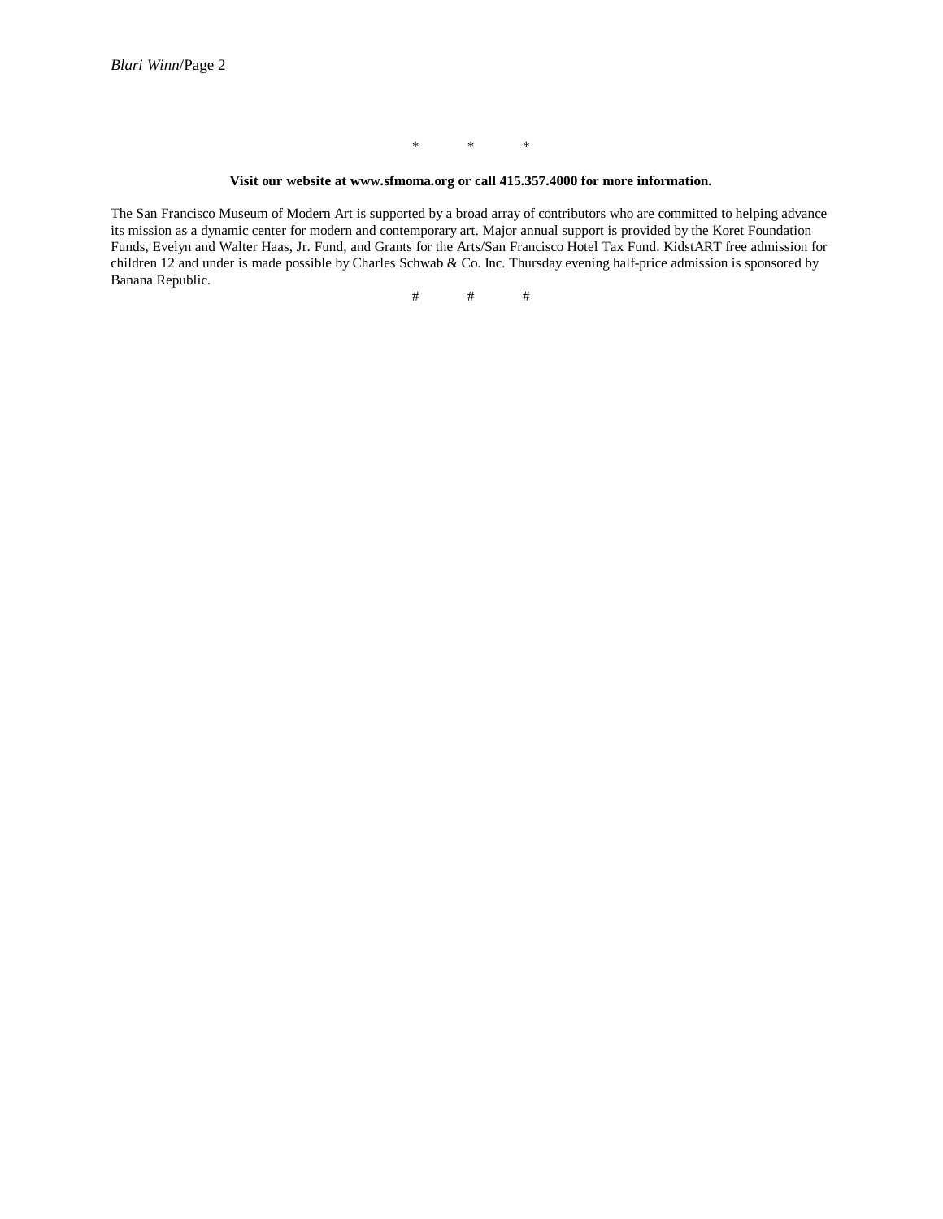\*            \*            \*

**Visit our website at www.sfmoma.org or call 415.357.4000 for more information.**

The San Francisco Museum of Modern Art is supported by a broad array of contributors who are committed to helping advance its mission as a dynamic center for modern and contemporary art. Major annual support is provided by the Koret Foundation Funds, Evelyn and Walter Haas, Jr. Fund, and Grants for the Arts/San Francisco Hotel Tax Fund. KidstART free admission for children 12 and under is made possible by Charles Schwab & Co. Inc. Thursday evening half-price admission is sponsored by Banana Republic.

\#            \#            \#